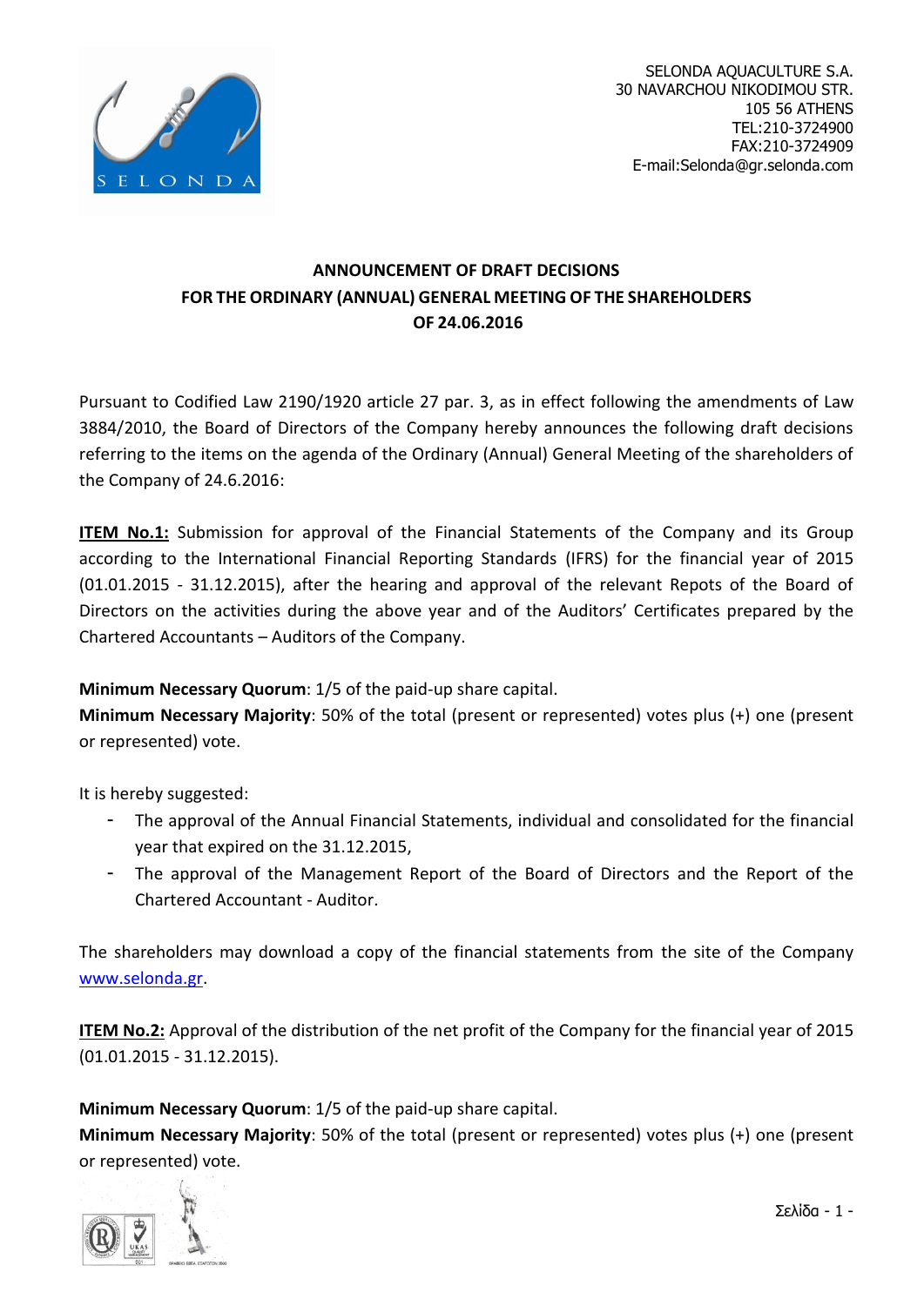SELONDA AQUACULTURE S.A.
30 NAVARCHOU NIKODIMOU STR.
105 56 ATHENS
TEL:210-3724900
FAX:210-3724909
E-mail:Selonda@gr.selonda.com

# ANNOUNCEMENT OF DRAFT DECISIONS FOR THE ORDINARY (ANNUAL) GENERAL MEETING OF THE SHAREHOLDERS OF 24.06.2016

Pursuant to Codified Law 2190/1920 article 27 par. 3, as in effect following the amendments of Law 3884/2010, the Board of Directors of the Company hereby announces the following draft decisions referring to the items on the agenda of the Ordinary (Annual) General Meeting of the shareholders of the Company of 24.6.2016:

**ITEM No.1:** Submission for approval of the Financial Statements of the Company and its Group according to the International Financial Reporting Standards (IFRS) for the financial year of 2015 (01.01.2015 - 31.12.2015), after the hearing and approval of the relevant Repots of the Board of Directors on the activities during the above year and of the Auditors' Certificates prepared by the Chartered Accountants – Auditors of the Company.

**Minimum Necessary Quorum**: 1/5 of the paid-up share capital.
**Minimum Necessary Majority**: 50% of the total (present or represented) votes plus (+) one (present or represented) vote.

It is hereby suggested:

- The approval of the Annual Financial Statements, individual and consolidated for the financial year that expired on the 31.12.2015,
- The approval of the Management Report of the Board of Directors and the Report of the Chartered Accountant - Auditor.

The shareholders may download a copy of the financial statements from the site of the Company www.selonda.gr.

**ITEM No.2:** Approval of the distribution of the net profit of the Company for the financial year of 2015 (01.01.2015 - 31.12.2015).

**Minimum Necessary Quorum**: 1/5 of the paid-up share capital.
**Minimum Necessary Majority**: 50% of the total (present or represented) votes plus (+) one (present or represented) vote.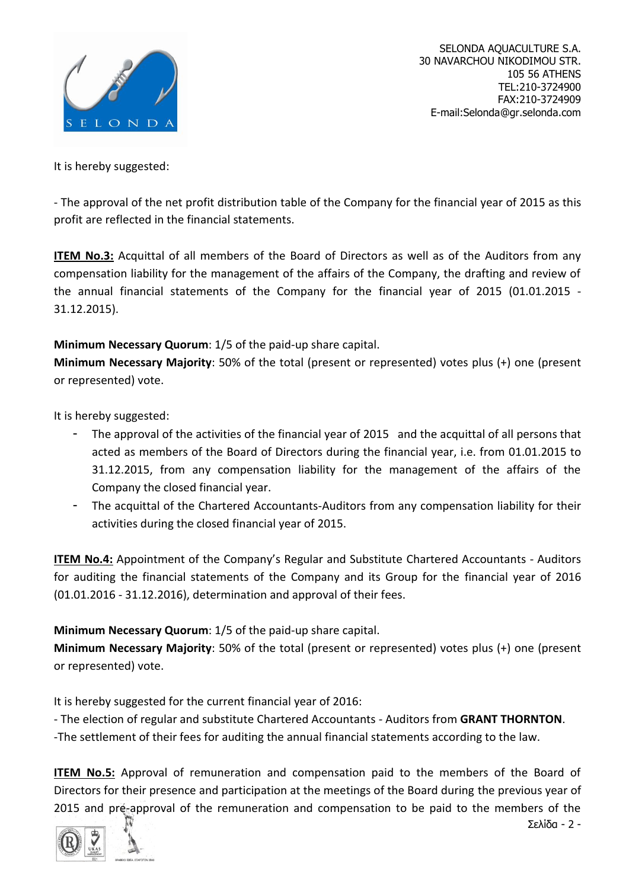It is hereby suggested:

- The approval of the net profit distribution table of the Company for the financial year of 2015 as this profit are reflected in the financial statements.

**ITEM No.3:** Acquittal of all members of the Board of Directors as well as of the Auditors from any compensation liability for the management of the affairs of the Company, the drafting and review of the annual financial statements of the Company for the financial year of 2015 (01.01.2015 - 31.12.2015).

**Minimum Necessary Quorum**: 1/5 of the paid-up share capital.
**Minimum Necessary Majority**: 50% of the total (present or represented) votes plus (+) one (present or represented) vote.

It is hereby suggested:

- The approval of the activities of the financial year of 2015 and the acquittal of all persons that acted as members of the Board of Directors during the financial year, i.e. from 01.01.2015 to 31.12.2015, from any compensation liability for the management of the affairs of the Company the closed financial year.
- The acquittal of the Chartered Accountants-Auditors from any compensation liability for their activities during the closed financial year of 2015.

**ITEM No.4:** Appointment of the Company's Regular and Substitute Chartered Accountants - Auditors for auditing the financial statements of the Company and its Group for the financial year of 2016 (01.01.2016 - 31.12.2016), determination and approval of their fees.

**Minimum Necessary Quorum**: 1/5 of the paid-up share capital.
**Minimum Necessary Majority**: 50% of the total (present or represented) votes plus (+) one (present or represented) vote.

It is hereby suggested for the current financial year of 2016:

- The election of regular and substitute Chartered Accountants - Auditors from **GRANT THORNTON**.
- The settlement of their fees for auditing the annual financial statements according to the law.

**ITEM No.5:** Approval of remuneration and compensation paid to the members of the Board of Directors for their presence and participation at the meetings of the Board during the previous year of 2015 and pre-approval of the remuneration and compensation to be paid to the members of the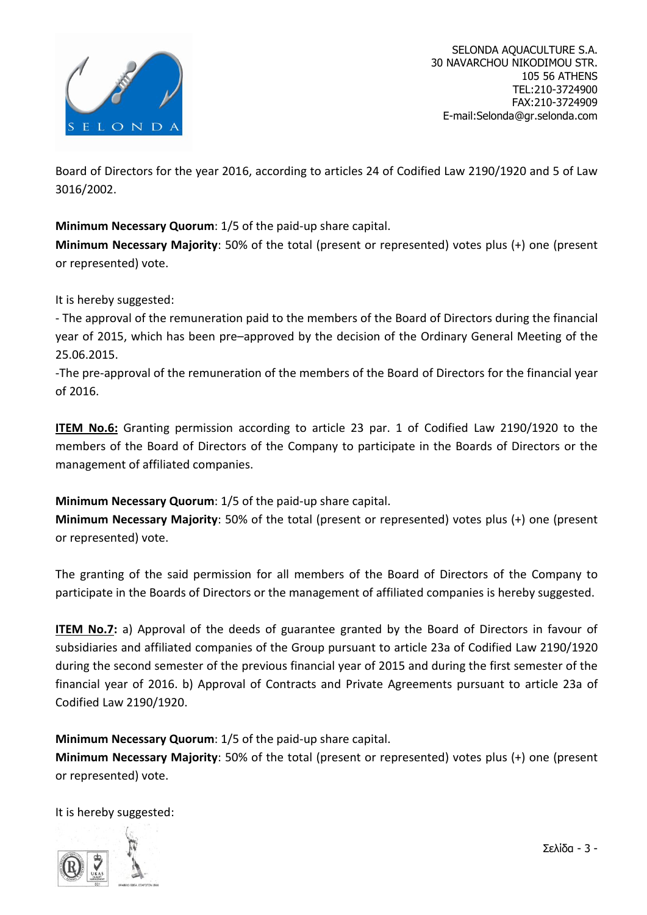Board of Directors for the year 2016, according to articles 24 of Codified Law 2190/1920 and 5 of Law 3016/2002.

**Minimum Necessary Quorum**: 1/5 of the paid-up share capital.
**Minimum Necessary Majority**: 50% of the total (present or represented) votes plus (+) one (present or represented) vote.

It is hereby suggested:
- The approval of the remuneration paid to the members of the Board of Directors during the financial year of 2015, which has been pre–approved by the decision of the Ordinary General Meeting of the 25.06.2015.
-The pre-approval of the remuneration of the members of the Board of Directors for the financial year of 2016.

**ITEM No.6:** Granting permission according to article 23 par. 1 of Codified Law 2190/1920 to the members of the Board of Directors of the Company to participate in the Boards of Directors or the management of affiliated companies.

**Minimum Necessary Quorum**: 1/5 of the paid-up share capital.
**Minimum Necessary Majority**: 50% of the total (present or represented) votes plus (+) one (present or represented) vote.

The granting of the said permission for all members of the Board of Directors of the Company to participate in the Boards of Directors or the management of affiliated companies is hereby suggested.

**ITEM No.7:** a) Approval of the deeds of guarantee granted by the Board of Directors in favour of subsidiaries and affiliated companies of the Group pursuant to article 23a of Codified Law 2190/1920 during the second semester of the previous financial year of 2015 and during the first semester of the financial year of 2016. b) Approval of Contracts and Private Agreements pursuant to article 23a of Codified Law 2190/1920.

**Minimum Necessary Quorum**: 1/5 of the paid-up share capital.
**Minimum Necessary Majority**: 50% of the total (present or represented) votes plus (+) one (present or represented) vote.

It is hereby suggested: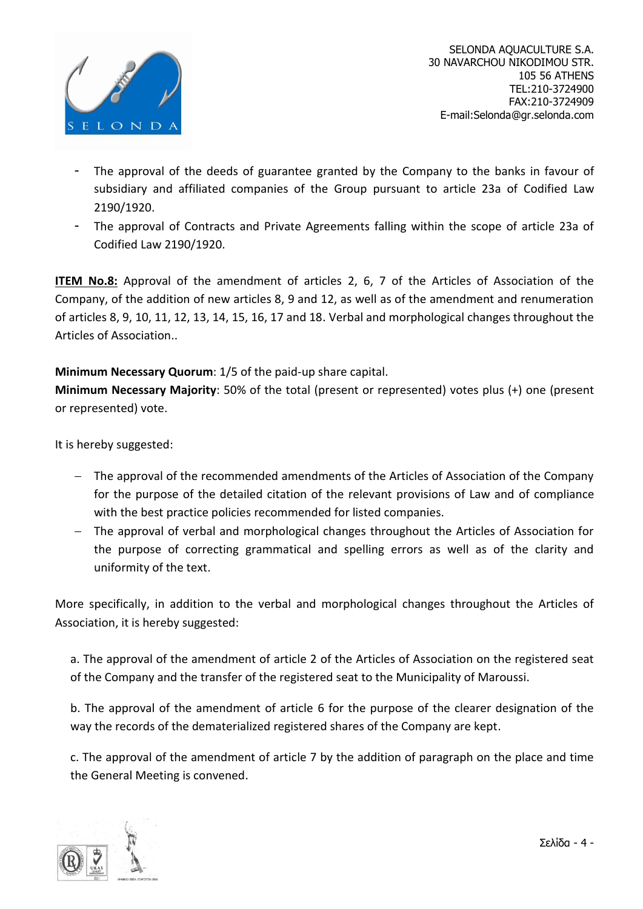- The approval of the deeds of guarantee granted by the Company to the banks in favour of subsidiary and affiliated companies of the Group pursuant to article 23a of Codified Law 2190/1920.
- The approval of Contracts and Private Agreements falling within the scope of article 23a of Codified Law 2190/1920.

**ITEM No.8:** Approval of the amendment of articles 2, 6, 7 of the Articles of Association of the Company, of the addition of new articles 8, 9 and 12, as well as of the amendment and renumeration of articles 8, 9, 10, 11, 12, 13, 14, 15, 16, 17 and 18. Verbal and morphological changes throughout the Articles of Association..

**Minimum Necessary Quorum**: 1/5 of the paid-up share capital.
**Minimum Necessary Majority**: 50% of the total (present or represented) votes plus (+) one (present or represented) vote.

It is hereby suggested:

- The approval of the recommended amendments of the Articles of Association of the Company for the purpose of the detailed citation of the relevant provisions of Law and of compliance with the best practice policies recommended for listed companies.
- The approval of verbal and morphological changes throughout the Articles of Association for the purpose of correcting grammatical and spelling errors as well as of the clarity and uniformity of the text.

More specifically, in addition to the verbal and morphological changes throughout the Articles of Association, it is hereby suggested:

a. The approval of the amendment of article 2 of the Articles of Association on the registered seat of the Company and the transfer of the registered seat to the Municipality of Maroussi.

b. The approval of the amendment of article 6 for the purpose of the clearer designation of the way the records of the dematerialized registered shares of the Company are kept.

c. The approval of the amendment of article 7 by the addition of paragraph on the place and time the General Meeting is convened.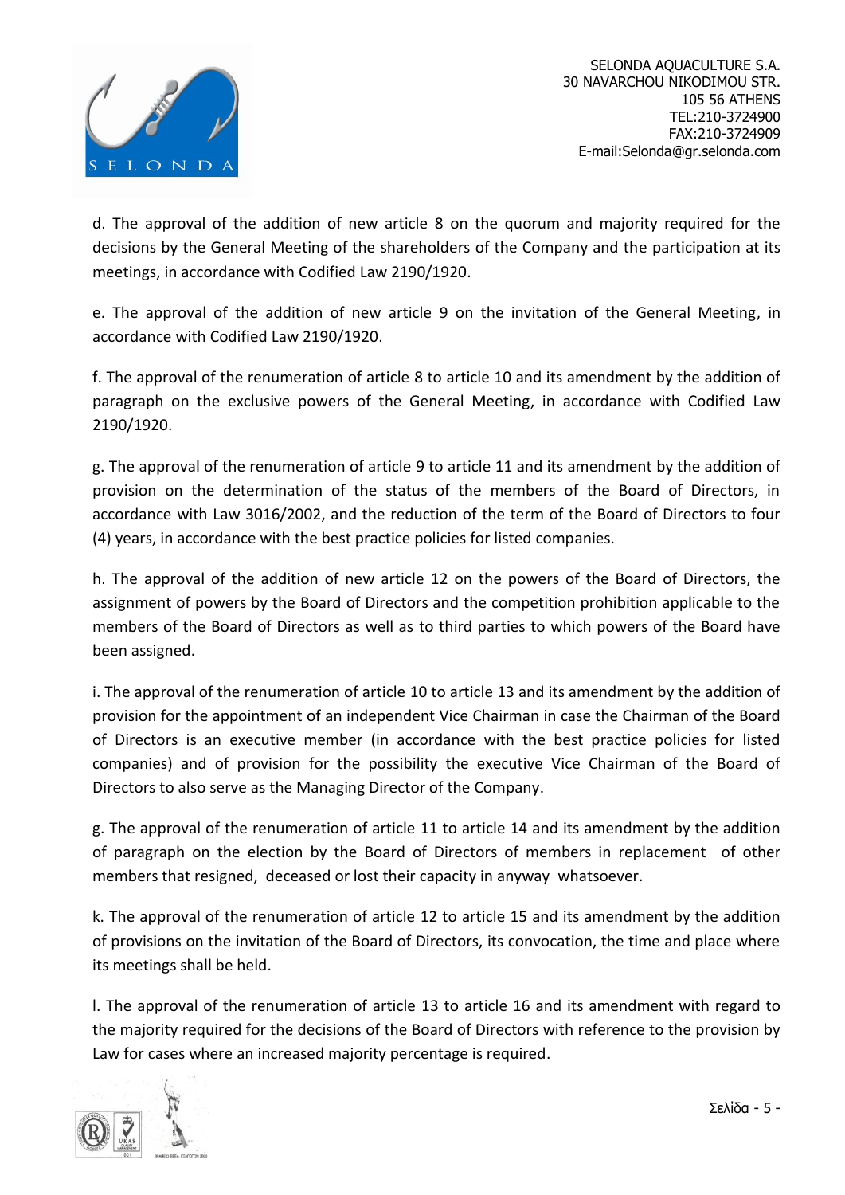d. The approval of the addition of new article 8 on the quorum and majority required for the decisions by the General Meeting of the shareholders of the Company and the participation at its meetings, in accordance with Codified Law 2190/1920.

e. The approval of the addition of new article 9 on the invitation of the General Meeting, in accordance with Codified Law 2190/1920.

f. The approval of the renumeration of article 8 to article 10 and its amendment by the addition of paragraph on the exclusive powers of the General Meeting, in accordance with Codified Law 2190/1920.

g. The approval of the renumeration of article 9 to article 11 and its amendment by the addition of provision on the determination of the status of the members of the Board of Directors, in accordance with Law 3016/2002, and the reduction of the term of the Board of Directors to four (4) years, in accordance with the best practice policies for listed companies.

h. The approval of the addition of new article 12 on the powers of the Board of Directors, the assignment of powers by the Board of Directors and the competition prohibition applicable to the members of the Board of Directors as well as to third parties to which powers of the Board have been assigned.

i. The approval of the renumeration of article 10 to article 13 and its amendment by the addition of provision for the appointment of an independent Vice Chairman in case the Chairman of the Board of Directors is an executive member (in accordance with the best practice policies for listed companies) and of provision for the possibility the executive Vice Chairman of the Board of Directors to also serve as the Managing Director of the Company.

g. The approval of the renumeration of article 11 to article 14 and its amendment by the addition of paragraph on the election by the Board of Directors of members in replacement of other members that resigned, deceased or lost their capacity in anyway whatsoever.

k. The approval of the renumeration of article 12 to article 15 and its amendment by the addition of provisions on the invitation of the Board of Directors, its convocation, the time and place where its meetings shall be held.

l. The approval of the renumeration of article 13 to article 16 and its amendment with regard to the majority required for the decisions of the Board of Directors with reference to the provision by Law for cases where an increased majority percentage is required.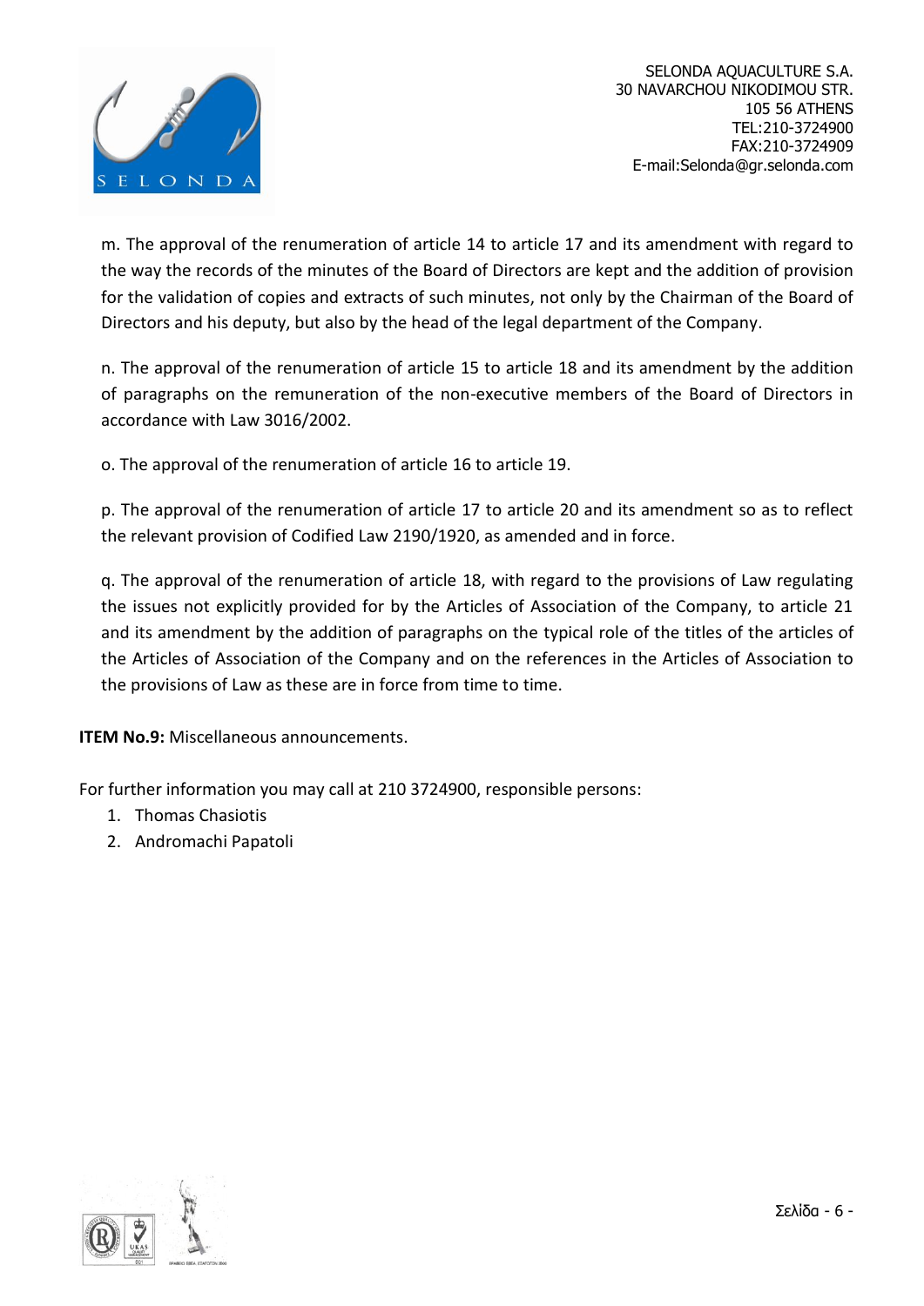m. The approval of the renumeration of article 14 to article 17 and its amendment with regard to the way the records of the minutes of the Board of Directors are kept and the addition of provision for the validation of copies and extracts of such minutes, not only by the Chairman of the Board of Directors and his deputy, but also by the head of the legal department of the Company.

n. The approval of the renumeration of article 15 to article 18 and its amendment by the addition of paragraphs on the remuneration of the non-executive members of the Board of Directors in accordance with Law 3016/2002.

o. The approval of the renumeration of article 16 to article 19.

p. The approval of the renumeration of article 17 to article 20 and its amendment so as to reflect the relevant provision of Codified Law 2190/1920, as amended and in force.

q. The approval of the renumeration of article 18, with regard to the provisions of Law regulating the issues not explicitly provided for by the Articles of Association of the Company, to article 21 and its amendment by the addition of paragraphs on the typical role of the titles of the articles of the Articles of Association of the Company and on the references in the Articles of Association to the provisions of Law as these are in force from time to time.

**ITEM No.9:** Miscellaneous announcements.

For further information you may call at 210 3724900, responsible persons:

1. Thomas Chasiotis
2. Andromachi Papatoli